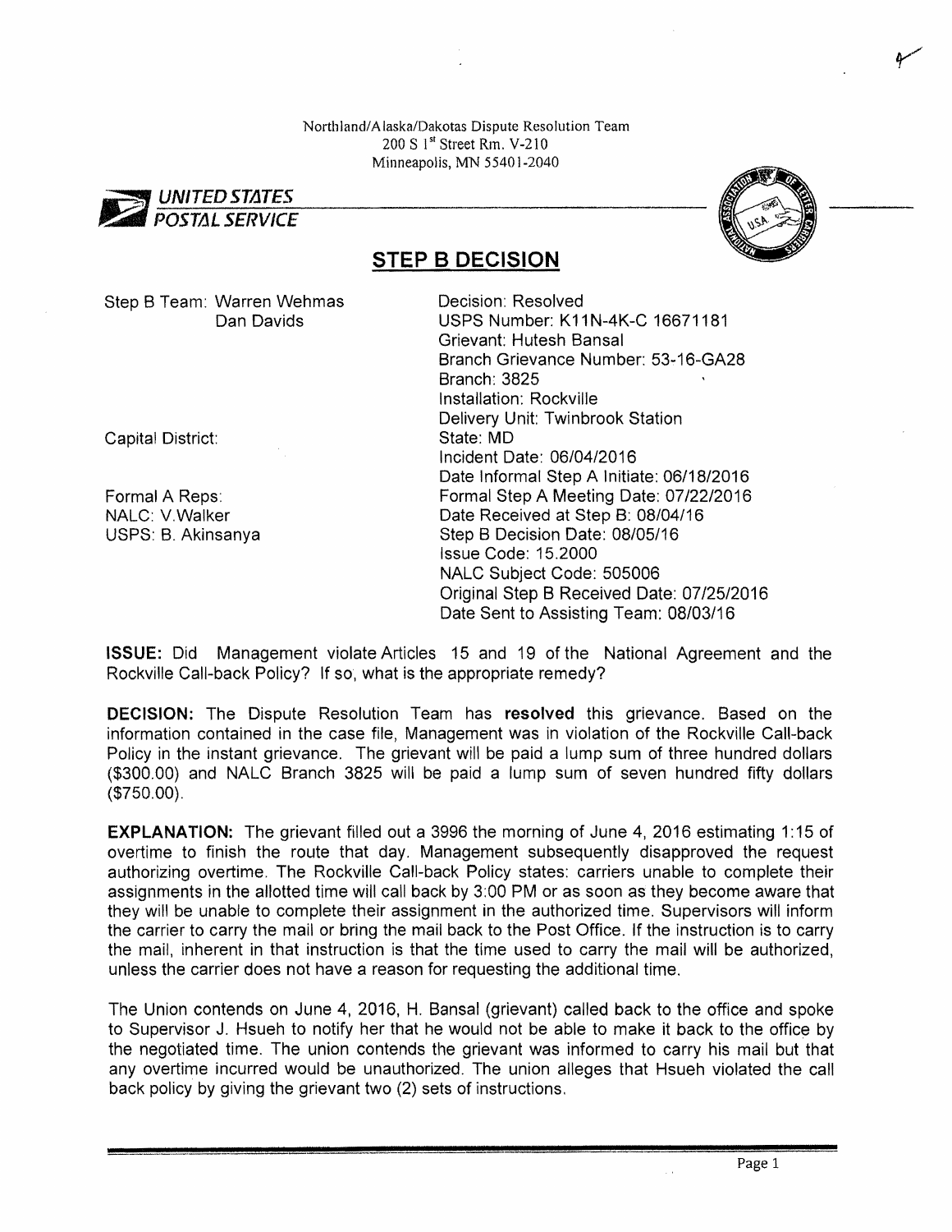Northland/Alaska/Dakotas Dispute Resolution Team
200 S 1st Street Rm. V-210
Minneapolis, MN 55401-2040

*UNITED STATES POSTAL SERVICE*

## STEP B DECISION

Step B Team: Warren Wehmas
Dan Davids

Capital District:

Formal A Reps:
NALC: V.Walker
USPS: B. Akinsanya

Decision: Resolved
USPS Number: K11N-4K-C 16671181
Grievant: Hutesh Bansal
Branch Grievance Number: 53-16-GA28
Branch: 3825
Installation: Rockville
Delivery Unit: Twinbrook Station
State: MD
Incident Date: 06/04/2016
Date Informal Step A Initiate: 06/18/2016
Formal Step A Meeting Date: 07/22/2016
Date Received at Step B: 08/04/16
Step B Decision Date: 08/05/16
Issue Code: 15.2000
NALC Subject Code: 505006
Original Step B Received Date: 07/25/2016
Date Sent to Assisting Team: 08/03/16

**ISSUE:** Did Management violate Articles 15 and 19 of the National Agreement and the Rockville Call-back Policy? If so, what is the appropriate remedy?

**DECISION:** The Dispute Resolution Team has **resolved** this grievance. Based on the information contained in the case file, Management was in violation of the Rockville Call-back Policy in the instant grievance. The grievant will be paid a lump sum of three hundred dollars ($300.00) and NALC Branch 3825 will be paid a lump sum of seven hundred fifty dollars ($750.00).

**EXPLANATION:** The grievant filled out a 3996 the morning of June 4, 2016 estimating 1:15 of overtime to finish the route that day. Management subsequently disapproved the request authorizing overtime. The Rockville Call-back Policy states: carriers unable to complete their assignments in the allotted time will call back by 3:00 PM or as soon as they become aware that they will be unable to complete their assignment in the authorized time. Supervisors will inform the carrier to carry the mail or bring the mail back to the Post Office. If the instruction is to carry the mail, inherent in that instruction is that the time used to carry the mail will be authorized, unless the carrier does not have a reason for requesting the additional time.

The Union contends on June 4, 2016, H. Bansal (grievant) called back to the office and spoke to Supervisor J. Hsueh to notify her that he would not be able to make it back to the office by the negotiated time. The union contends the grievant was informed to carry his mail but that any overtime incurred would be unauthorized. The union alleges that Hsueh violated the call back policy by giving the grievant two (2) sets of instructions.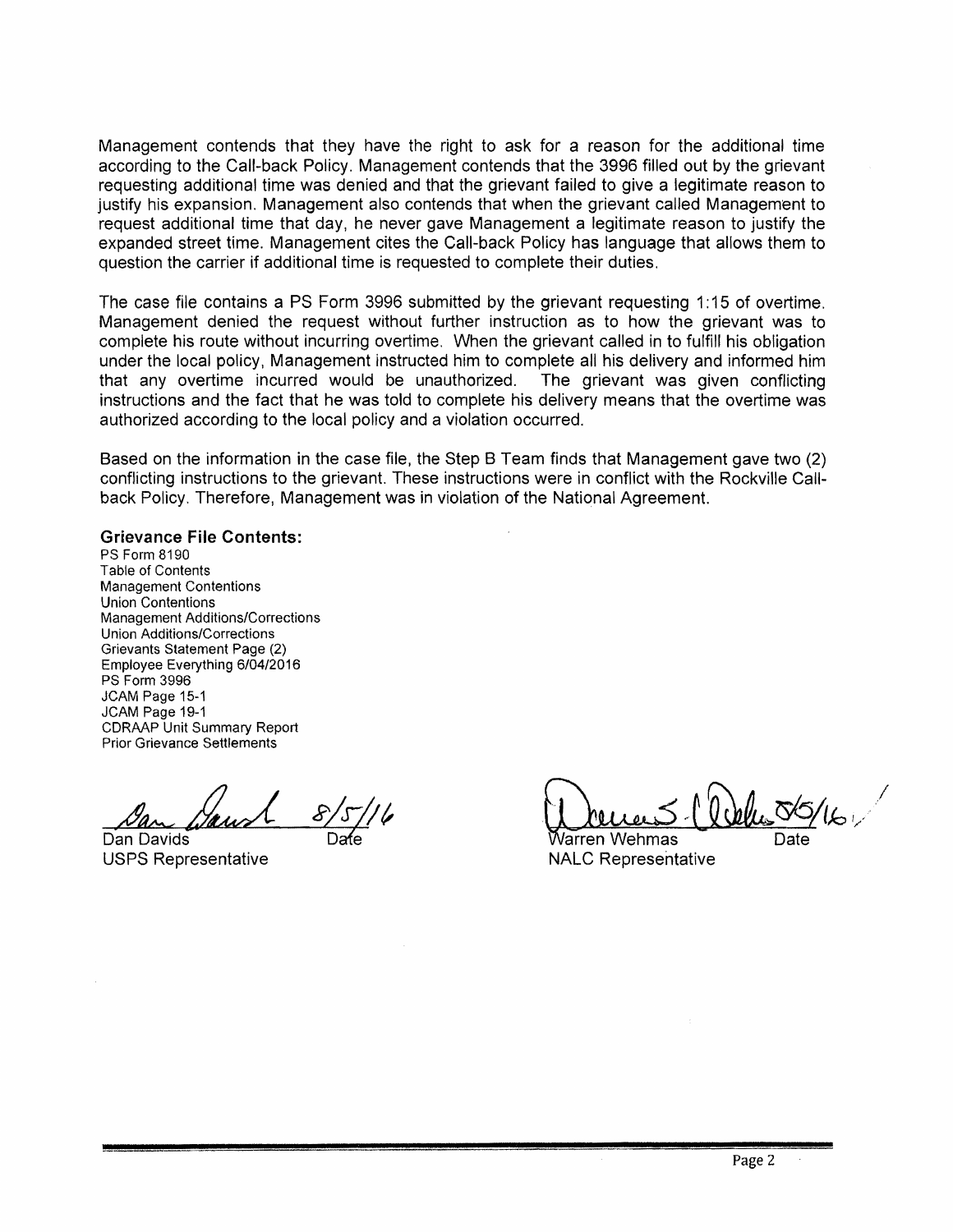Management contends that they have the right to ask for a reason for the additional time according to the Call-back Policy. Management contends that the 3996 filled out by the grievant requesting additional time was denied and that the grievant failed to give a legitimate reason to justify his expansion. Management also contends that when the grievant called Management to request additional time that day, he never gave Management a legitimate reason to justify the expanded street time. Management cites the Call-back Policy has language that allows them to question the carrier if additional time is requested to complete their duties.

The case file contains a PS Form 3996 submitted by the grievant requesting 1:15 of overtime. Management denied the request without further instruction as to how the grievant was to complete his route without incurring overtime. When the grievant called in to fulfill his obligation under the local policy, Management instructed him to complete all his delivery and informed him that any overtime incurred would be unauthorized. The grievant was given conflicting instructions and the fact that he was told to complete his delivery means that the overtime was authorized according to the local policy and a violation occurred.

Based on the information in the case file, the Step B Team finds that Management gave two (2) conflicting instructions to the grievant. These instructions were in conflict with the Rockville Call-back Policy. Therefore, Management was in violation of the National Agreement.

**Grievance File Contents:**

PS Form 8190
Table of Contents
Management Contentions
Union Contentions
Management Additions/Corrections
Union Additions/Corrections
Grievants Statement Page (2)
Employee Everything 6/04/2016
PS Form 3996
JCAM Page 15-1
JCAM Page 19-1
CDRAAP Unit Summary Report
Prior Grievance Settlements

Dan Davids 8/5/16
Dan Davids — Date
USPS Representative

Warren Wehmas 8/5/16
Warren Wehmas — Date
NALC Representative